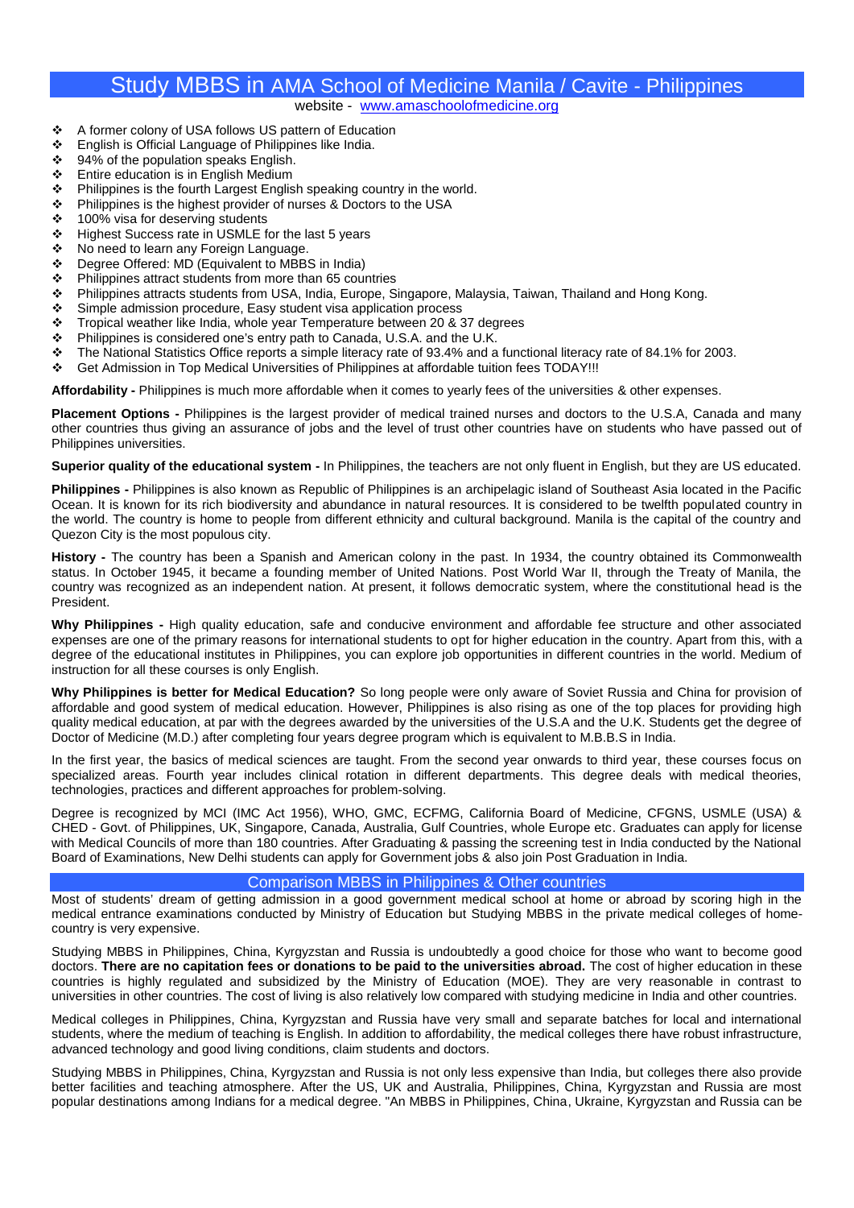# Study MBBS in AMA School of Medicine Manila / Cavite - Philippines

website - [www.amaschoolofmedicine.org](http://www.amaschoolofmedicine.org)

- A former colony of USA follows US pattern of Education
- English is Official Language of Philippines like India.
- 94% of the population speaks English.
- Entire education is in English Medium
- Philippines is the fourth Largest English speaking country in the world.
- Philippines is the highest provider of nurses & Doctors to the USA
- 100% visa for deserving students
- Highest Success rate in USMLE for the last 5 years
- No need to learn any Foreign Language.
- Degree Offered: MD (Equivalent to MBBS in India)
- Philippines attract students from more than 65 countries
- Philippines attracts students from USA, India, Europe, Singapore, Malaysia, Taiwan, Thailand and Hong Kong.
- Simple admission procedure, Easy student visa application process
- Tropical weather like India, whole year Temperature between 20 & 37 degrees
- Philippines is considered one's entry path to Canada, U.S.A. and the U.K.
- The National Statistics Office reports a simple literacy rate of 93.4% and a functional literacy rate of 84.1% for 2003.
- Get Admission in Top Medical Universities of Philippines at affordable tuition fees TODAY!!!

**Affordability -** Philippines is much more affordable when it comes to yearly fees of the universities & other expenses.

**Placement Options -** Philippines is the largest provider of medical trained nurses and doctors to the U.S.A, Canada and many other countries thus giving an assurance of jobs and the level of trust other countries have on students who have passed out of Philippines universities.

**Superior quality of the educational system -** In Philippines, the teachers are not only fluent in English, but they are US educated.

**Philippines -** Philippines is also known as Republic of Philippines is an archipelagic island of Southeast Asia located in the Pacific Ocean. It is known for its rich biodiversity and abundance in natural resources. It is considered to be twelfth populated country in the world. The country is home to people from different ethnicity and cultural background. Manila is the capital of the country and Quezon City is the most populous city.

**History -** The country has been a Spanish and American colony in the past. In 1934, the country obtained its Commonwealth status. In October 1945, it became a founding member of United Nations. Post World War II, through the Treaty of Manila, the country was recognized as an independent nation. At present, it follows democratic system, where the constitutional head is the President.

**Why Philippines -** High quality education, safe and conducive environment and affordable fee structure and other associated expenses are one of the primary reasons for international students to opt for higher education in the country. Apart from this, with a degree of the educational institutes in Philippines, you can explore job opportunities in different countries in the world. Medium of instruction for all these courses is only English.

**Why Philippines is better for Medical Education?** So long people were only aware of Soviet Russia and China for provision of affordable and good system of medical education. However, Philippines is also rising as one of the top places for providing high quality medical education, at par with the degrees awarded by the universities of the U.S.A and the U.K. Students get the degree of Doctor of Medicine (M.D.) after completing four years degree program which is equivalent to M.B.B.S in India.

In the first year, the basics of medical sciences are taught. From the second year onwards to third year, these courses focus on specialized areas. Fourth year includes clinical rotation in different departments. This degree deals with medical theories, technologies, practices and different approaches for problem-solving.

Degree is recognized by MCI (IMC Act 1956), WHO, GMC, ECFMG, California Board of Medicine, CFGNS, USMLE (USA) & CHED - Govt. of Philippines, UK, Singapore, Canada, Australia, Gulf Countries, whole Europe etc. Graduates can apply for license with Medical Councils of more than 180 countries. After Graduating & passing the screening test in India conducted by the National Board of Examinations, New Delhi students can apply for Government jobs & also join Post Graduation in India.

## Comparison MBBS in Philippines & Other countries

Most of students' dream of getting admission in a good government medical school at home or abroad by scoring high in the medical entrance examinations conducted by Ministry of Education but Studying MBBS in the private medical colleges of home-country is very expensive.

Studying MBBS in Philippines, China, Kyrgyzstan and Russia is undoubtedly a good choice for those who want to become good doctors. **There are no capitation fees or donations to be paid to the universities abroad.** The cost of higher education in these countries is highly regulated and subsidized by the Ministry of Education (MOE). They are very reasonable in contrast to universities in other countries. The cost of living is also relatively low compared with studying medicine in India and other countries.

Medical colleges in Philippines, China, Kyrgyzstan and Russia have very small and separate batches for local and international students, where the medium of teaching is English. In addition to affordability, the medical colleges there have robust infrastructure, advanced technology and good living conditions, claim students and doctors.

Studying MBBS in Philippines, China, Kyrgyzstan and Russia is not only less expensive than India, but colleges there also provide better facilities and teaching atmosphere. After the US, UK and Australia, Philippines, China, Kyrgyzstan and Russia are most popular destinations among Indians for a medical degree. "An MBBS in Philippines, China, Ukraine, Kyrgyzstan and Russia can be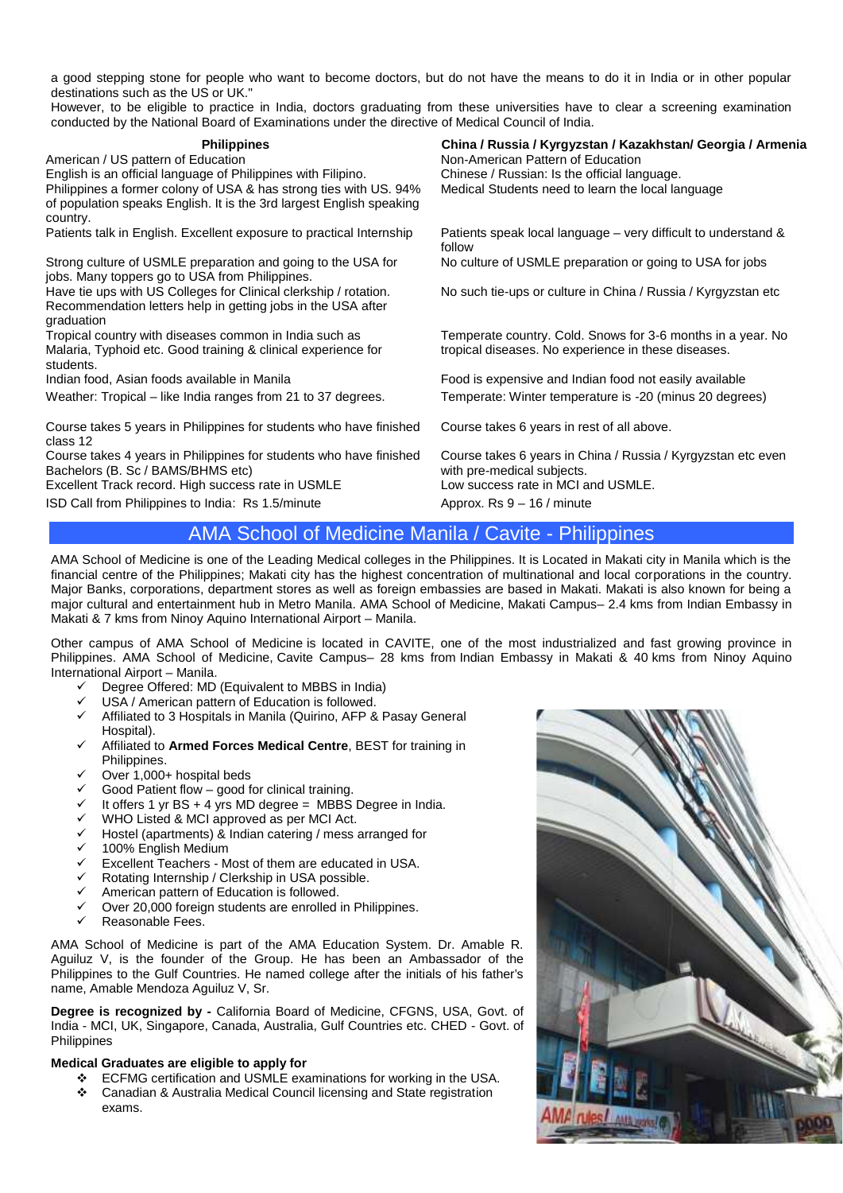a good stepping stone for people who want to become doctors, but do not have the means to do it in India or in other popular destinations such as the US or UK."

However, to be eligible to practice in India, doctors graduating from these universities have to clear a screening examination conducted by the National Board of Examinations under the directive of Medical Council of India.

| Philippines | China / Russia / Kyrgyzstan / Kazakhstan/ Georgia / Armenia |
|---|---|
| American / US pattern of Education | Non-American Pattern of Education |
| English is an official language of Philippines with Filipino. Philippines a former colony of USA & has strong ties with US. 94% of population speaks English. It is the 3rd largest English speaking country. | Chinese / Russian: Is the official language. Medical Students need to learn the local language |
| Patients talk in English. Excellent exposure to practical Internship | Patients speak local language – very difficult to understand & follow |
| Strong culture of USMLE preparation and going to the USA for jobs. Many toppers go to USA from Philippines. | No culture of USMLE preparation or going to USA for jobs |
| Have tie ups with US Colleges for Clinical clerkship / rotation. Recommendation letters help in getting jobs in the USA after graduation | No such tie-ups or culture in China / Russia / Kyrgyzstan etc |
| Tropical country with diseases common in India such as Malaria, Typhoid etc. Good training & clinical experience for students. | Temperate country. Cold. Snows for 3-6 months in a year. No tropical diseases. No experience in these diseases. |
| Indian food, Asian foods available in Manila | Food is expensive and Indian food not easily available |
| Weather: Tropical – like India ranges from 21 to 37 degrees. | Temperate: Winter temperature is -20 (minus 20 degrees) |
| Course takes 5 years in Philippines for students who have finished class 12 | Course takes 6 years in rest of all above. |
| Course takes 4 years in Philippines for students who have finished Bachelors (B. Sc / BAMS/BHMS etc) | Course takes 6 years in China / Russia / Kyrgyzstan etc even with pre-medical subjects. |
| Excellent Track record. High success rate in USMLE | Low success rate in MCI and USMLE. |
| ISD Call from Philippines to India: Rs 1.5/minute | Approx. Rs 9 – 16 / minute |

## AMA School of Medicine Manila / Cavite - Philippines

AMA School of Medicine is one of the Leading Medical colleges in the Philippines. It is Located in Makati city in Manila which is the financial centre of the Philippines; Makati city has the highest concentration of multinational and local corporations in the country. Major Banks, corporations, department stores as well as foreign embassies are based in Makati. Makati is also known for being a major cultural and entertainment hub in Metro Manila. AMA School of Medicine, Makati Campus– 2.4 kms from Indian Embassy in Makati & 7 kms from Ninoy Aquino International Airport – Manila.

Other campus of AMA School of Medicine is located in CAVITE, one of the most industrialized and fast growing province in Philippines. AMA School of Medicine, Cavite Campus– 28 kms from Indian Embassy in Makati & 40 kms from Ninoy Aquino International Airport – Manila.

- ✓ Degree Offered: MD (Equivalent to MBBS in India)
- ✓ USA / American pattern of Education is followed.
- ✓ Affiliated to 3 Hospitals in Manila (Quirino, AFP & Pasay General Hospital).
- ✓ Affiliated to **Armed Forces Medical Centre**, BEST for training in Philippines.
- ✓ Over 1,000+ hospital beds
- ✓ Good Patient flow – good for clinical training.
- ✓ It offers 1 yr BS + 4 yrs MD degree = MBBS Degree in India.
- ✓ WHO Listed & MCI approved as per MCI Act.
- ✓ Hostel (apartments) & Indian catering / mess arranged for
- ✓ 100% English Medium
- ✓ Excellent Teachers - Most of them are educated in USA.
- ✓ Rotating Internship / Clerkship in USA possible.
- ✓ American pattern of Education is followed.
- ✓ Over 20,000 foreign students are enrolled in Philippines.
- ✓ Reasonable Fees.

AMA School of Medicine is part of the AMA Education System. Dr. Amable R. Aguiluz V, is the founder of the Group. He has been an Ambassador of the Philippines to the Gulf Countries. He named college after the initials of his father's name, Amable Mendoza Aguiluz V, Sr.

**Degree is recognized by -** California Board of Medicine, CFGNS, USA, Govt. of India - MCI, UK, Singapore, Canada, Australia, Gulf Countries etc. CHED - Govt. of Philippines

**Medical Graduates are eligible to apply for**

- ❖ ECFMG certification and USMLE examinations for working in the USA.
- ❖ Canadian & Australia Medical Council licensing and State registration exams.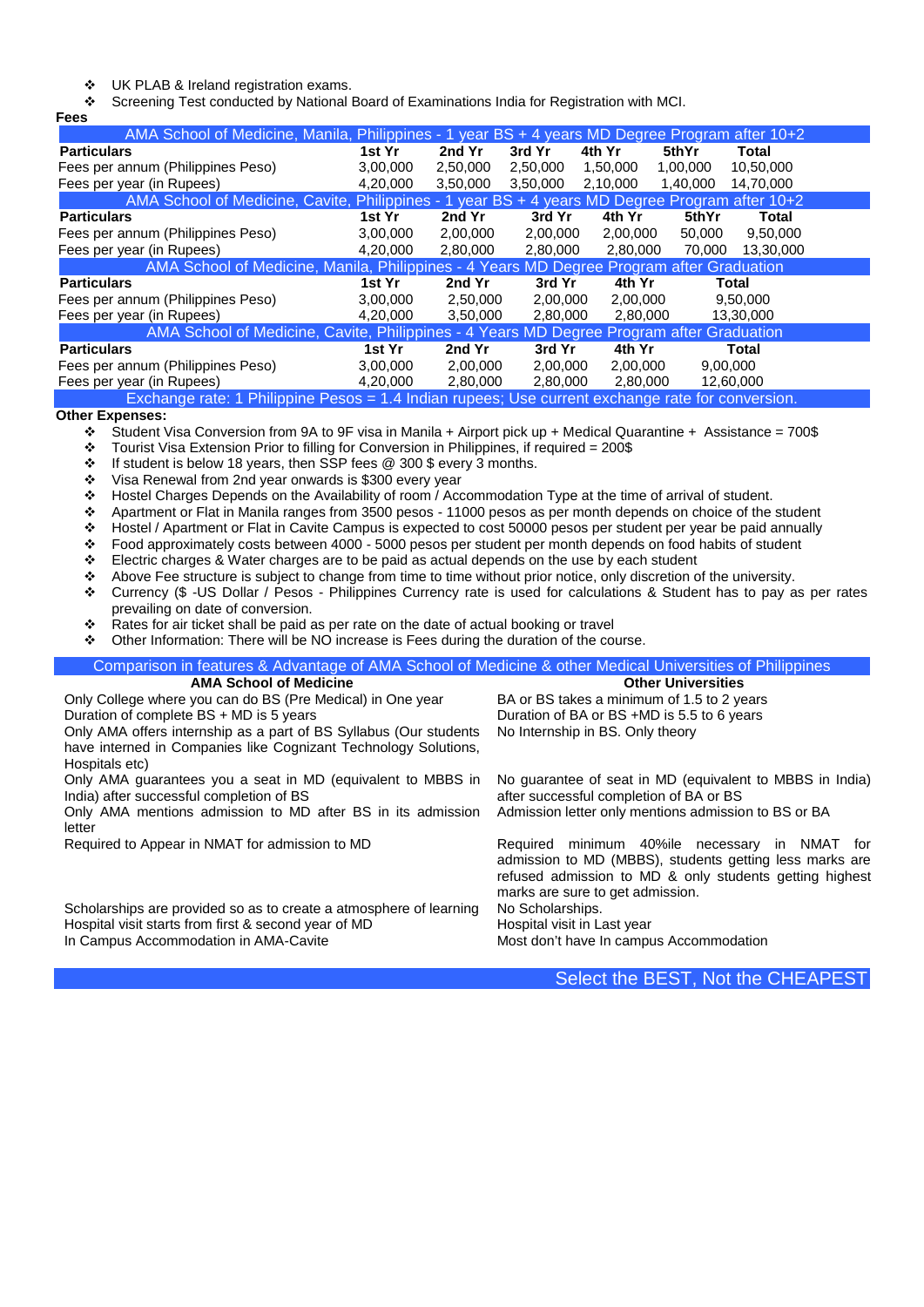- UK PLAB & Ireland registration exams.
- Screening Test conducted by National Board of Examinations India for Registration with MCI.

**Fees**

| AMA School of Medicine, Manila, Philippines - 1 year BS + 4 years MD Degree Program after 10+2 | | | | | | |
|---|---|---|---|---|---|---|
| **Particulars** | **1st Yr** | **2nd Yr** | **3rd Yr** | **4th Yr** | **5thYr** | **Total** |
| Fees per annum (Philippines Peso) | 3,00,000 | 2,50,000 | 2,50,000 | 1,50,000 | 1,00,000 | 10,50,000 |
| Fees per year (in Rupees) | 4,20,000 | 3,50,000 | 3,50,000 | 2,10,000 | 1,40,000 | 14,70,000 |

| AMA School of Medicine, Cavite, Philippines - 1 year BS + 4 years MD Degree Program after 10+2 | | | | | | |
|---|---|---|---|---|---|---|
| **Particulars** | **1st Yr** | **2nd Yr** | **3rd Yr** | **4th Yr** | **5thYr** | **Total** |
| Fees per annum (Philippines Peso) | 3,00,000 | 2,00,000 | 2,00,000 | 2,00,000 | 50,000 | 9,50,000 |
| Fees per year (in Rupees) | 4,20,000 | 2,80,000 | 2,80,000 | 2,80,000 | 70,000 | 13,30,000 |

| AMA School of Medicine, Manila, Philippines - 4 Years MD Degree Program after Graduation | | | | | |
|---|---|---|---|---|---|
| **Particulars** | **1st Yr** | **2nd Yr** | **3rd Yr** | **4th Yr** | **Total** |
| Fees per annum (Philippines Peso) | 3,00,000 | 2,50,000 | 2,00,000 | 2,00,000 | 9,50,000 |
| Fees per year (in Rupees) | 4,20,000 | 3,50,000 | 2,80,000 | 2,80,000 | 13,30,000 |

| AMA School of Medicine, Cavite, Philippines - 4 Years MD Degree Program after Graduation | | | | | |
|---|---|---|---|---|---|
| **Particulars** | **1st Yr** | **2nd Yr** | **3rd Yr** | **4th Yr** | **Total** |
| Fees per annum (Philippines Peso) | 3,00,000 | 2,00,000 | 2,00,000 | 2,00,000 | 9,00,000 |
| Fees per year (in Rupees) | 4,20,000 | 2,80,000 | 2,80,000 | 2,80,000 | 12,60,000 |

Exchange rate: 1 Philippine Pesos = 1.4 Indian rupees; Use current exchange rate for conversion.

**Other Expenses:**

- Student Visa Conversion from 9A to 9F visa in Manila + Airport pick up + Medical Quarantine + Assistance = 700$
- Tourist Visa Extension Prior to filling for Conversion in Philippines, if required = 200$
- If student is below 18 years, then SSP fees @ 300 $ every 3 months.
- Visa Renewal from 2nd year onwards is $300 every year
- Hostel Charges Depends on the Availability of room / Accommodation Type at the time of arrival of student.
- Apartment or Flat in Manila ranges from 3500 pesos - 11000 pesos as per month depends on choice of the student
- Hostel / Apartment or Flat in Cavite Campus is expected to cost 50000 pesos per student per year be paid annually
- Food approximately costs between 4000 - 5000 pesos per student per month depends on food habits of student
- Electric charges & Water charges are to be paid as actual depends on the use by each student
- Above Fee structure is subject to change from time to time without prior notice, only discretion of the university.
- Currency ($ -US Dollar / Pesos - Philippines Currency rate is used for calculations & Student has to pay as per rates prevailing on date of conversion.
- Rates for air ticket shall be paid as per rate on the date of actual booking or travel
- Other Information: There will be NO increase is Fees during the duration of the course.

| Comparison in features & Advantage of AMA School of Medicine & other Medical Universities of Philippines | |
|---|---|
| **AMA School of Medicine** | **Other Universities** |
| Only College where you can do BS (Pre Medical) in One year | BA or BS takes a minimum of 1.5 to 2 years |
| Duration of complete BS + MD is 5 years | Duration of BA or BS +MD is 5.5 to 6 years |
| Only AMA offers internship as a part of BS Syllabus (Our students have interned in Companies like Cognizant Technology Solutions, Hospitals etc) | No Internship in BS. Only theory |
| Only AMA guarantees you a seat in MD (equivalent to MBBS in India) after successful completion of BS | No guarantee of seat in MD (equivalent to MBBS in India) after successful completion of BA or BS |
| Only AMA mentions admission to MD after BS in its admission letter | Admission letter only mentions admission to BS or BA |
| Required to Appear in NMAT for admission to MD | Required minimum 40%ile necessary in NMAT for admission to MD (MBBS), students getting less marks are refused admission to MD & only students getting highest marks are sure to get admission. |
| Scholarships are provided so as to create a atmosphere of learning | No Scholarships. |
| Hospital visit starts from first & second year of MD | Hospital visit in Last year |
| In Campus Accommodation in AMA-Cavite | Most don't have In campus Accommodation |

Select the BEST, Not the CHEAPEST